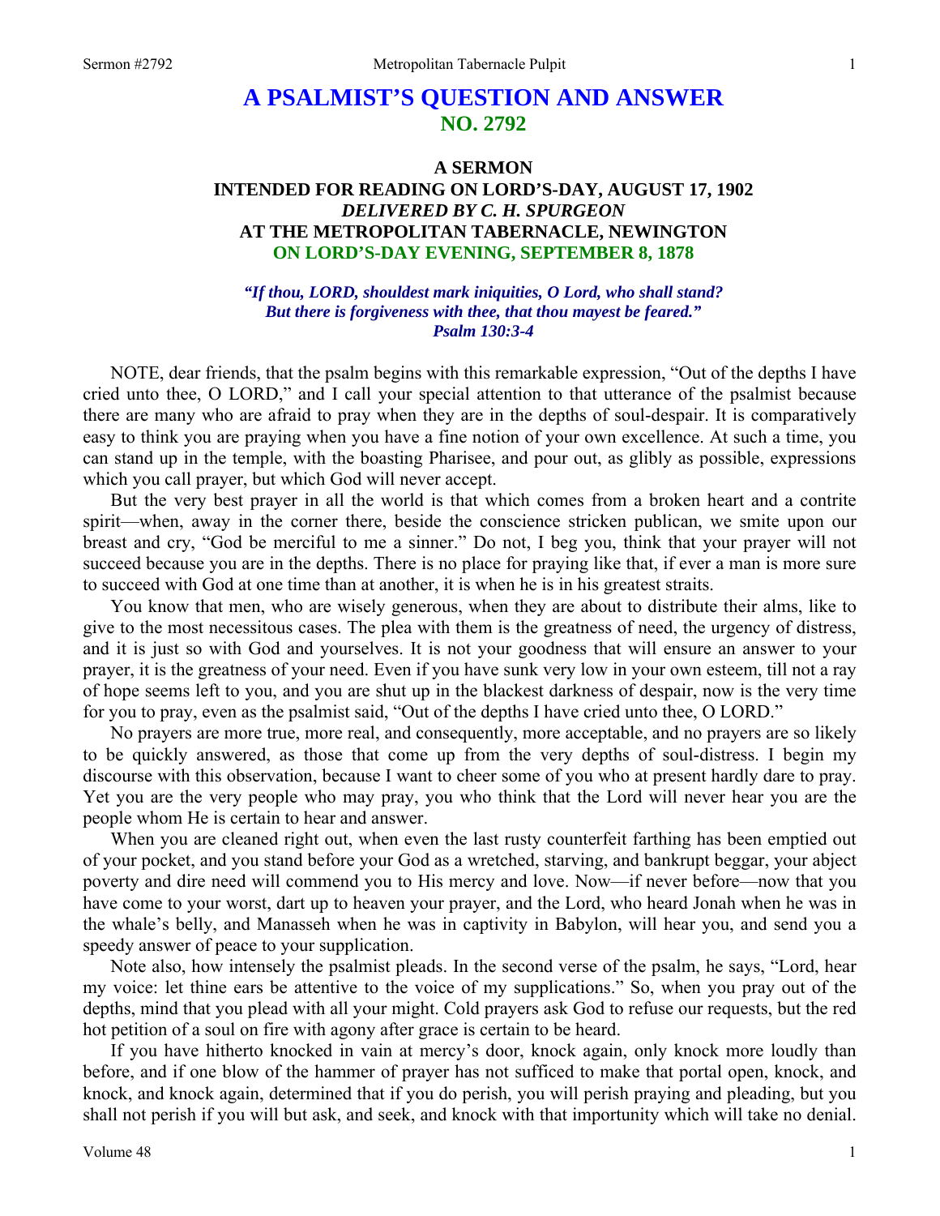# A PSALMIST'S QUESTION AND ANSWER
## NO. 2792

### A SERMON
### INTENDED FOR READING ON LORD'S-DAY, AUGUST 17, 1902
### *DELIVERED BY C. H. SPURGEON*
### AT THE METROPOLITAN TABERNACLE, NEWINGTON
### ON LORD'S-DAY EVENING, SEPTEMBER 8, 1878

***"If thou, LORD, shouldest mark iniquities, O Lord, who shall stand?
But there is forgiveness with thee, that thou mayest be feared."
Psalm 130:3-4***

NOTE, dear friends, that the psalm begins with this remarkable expression, "Out of the depths I have cried unto thee, O LORD," and I call your special attention to that utterance of the psalmist because there are many who are afraid to pray when they are in the depths of soul-despair. It is comparatively easy to think you are praying when you have a fine notion of your own excellence. At such a time, you can stand up in the temple, with the boasting Pharisee, and pour out, as glibly as possible, expressions which you call prayer, but which God will never accept.

But the very best prayer in all the world is that which comes from a broken heart and a contrite spirit—when, away in the corner there, beside the conscience stricken publican, we smite upon our breast and cry, "God be merciful to me a sinner." Do not, I beg you, think that your prayer will not succeed because you are in the depths. There is no place for praying like that, if ever a man is more sure to succeed with God at one time than at another, it is when he is in his greatest straits.

You know that men, who are wisely generous, when they are about to distribute their alms, like to give to the most necessitous cases. The plea with them is the greatness of need, the urgency of distress, and it is just so with God and yourselves. It is not your goodness that will ensure an answer to your prayer, it is the greatness of your need. Even if you have sunk very low in your own esteem, till not a ray of hope seems left to you, and you are shut up in the blackest darkness of despair, now is the very time for you to pray, even as the psalmist said, "Out of the depths I have cried unto thee, O LORD."

No prayers are more true, more real, and consequently, more acceptable, and no prayers are so likely to be quickly answered, as those that come up from the very depths of soul-distress. I begin my discourse with this observation, because I want to cheer some of you who at present hardly dare to pray. Yet you are the very people who may pray, you who think that the Lord will never hear you are the people whom He is certain to hear and answer.

When you are cleaned right out, when even the last rusty counterfeit farthing has been emptied out of your pocket, and you stand before your God as a wretched, starving, and bankrupt beggar, your abject poverty and dire need will commend you to His mercy and love. Now—if never before—now that you have come to your worst, dart up to heaven your prayer, and the Lord, who heard Jonah when he was in the whale's belly, and Manasseh when he was in captivity in Babylon, will hear you, and send you a speedy answer of peace to your supplication.

Note also, how intensely the psalmist pleads. In the second verse of the psalm, he says, "Lord, hear my voice: let thine ears be attentive to the voice of my supplications." So, when you pray out of the depths, mind that you plead with all your might. Cold prayers ask God to refuse our requests, but the red hot petition of a soul on fire with agony after grace is certain to be heard.

If you have hitherto knocked in vain at mercy's door, knock again, only knock more loudly than before, and if one blow of the hammer of prayer has not sufficed to make that portal open, knock, and knock, and knock again, determined that if you do perish, you will perish praying and pleading, but you shall not perish if you will but ask, and seek, and knock with that importunity which will take no denial.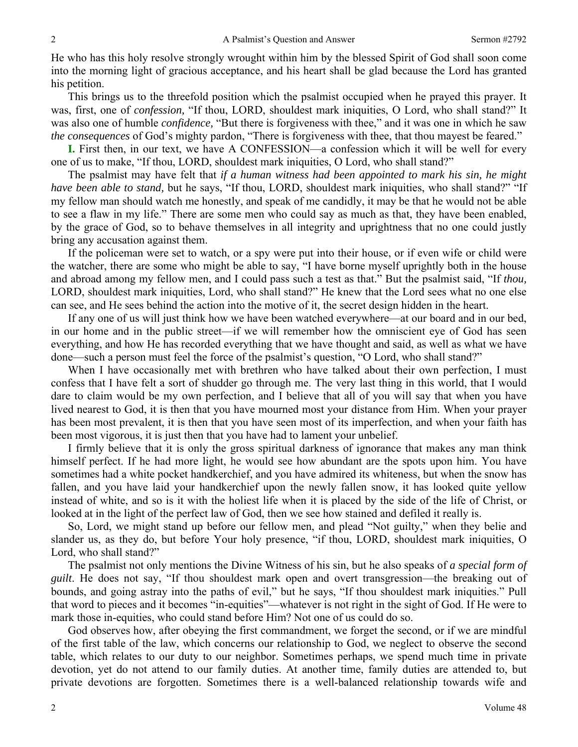He who has this holy resolve strongly wrought within him by the blessed Spirit of God shall soon come into the morning light of gracious acceptance, and his heart shall be glad because the Lord has granted his petition.

This brings us to the threefold position which the psalmist occupied when he prayed this prayer. It was, first, one of *confession,* "If thou, LORD, shouldest mark iniquities, O Lord, who shall stand?" It was also one of humble *confidence,* "But there is forgiveness with thee," and it was one in which he saw *the consequences* of God's mighty pardon, "There is forgiveness with thee, that thou mayest be feared."

**I.** First then, in our text, we have A CONFESSION—a confession which it will be well for every one of us to make, "If thou, LORD, shouldest mark iniquities, O Lord, who shall stand?"

The psalmist may have felt that *if a human witness had been appointed to mark his sin, he might have been able to stand,* but he says, "If thou, LORD, shouldest mark iniquities, who shall stand?" "If my fellow man should watch me honestly, and speak of me candidly, it may be that he would not be able to see a flaw in my life." There are some men who could say as much as that, they have been enabled, by the grace of God, so to behave themselves in all integrity and uprightness that no one could justly bring any accusation against them.

If the policeman were set to watch, or a spy were put into their house, or if even wife or child were the watcher, there are some who might be able to say, "I have borne myself uprightly both in the house and abroad among my fellow men, and I could pass such a test as that." But the psalmist said, "If *thou,* LORD, shouldest mark iniquities, Lord, who shall stand?" He knew that the Lord sees what no one else can see, and He sees behind the action into the motive of it, the secret design hidden in the heart.

If any one of us will just think how we have been watched everywhere—at our board and in our bed, in our home and in the public street—if we will remember how the omniscient eye of God has seen everything, and how He has recorded everything that we have thought and said, as well as what we have done—such a person must feel the force of the psalmist's question, "O Lord, who shall stand?"

When I have occasionally met with brethren who have talked about their own perfection, I must confess that I have felt a sort of shudder go through me. The very last thing in this world, that I would dare to claim would be my own perfection, and I believe that all of you will say that when you have lived nearest to God, it is then that you have mourned most your distance from Him. When your prayer has been most prevalent, it is then that you have seen most of its imperfection, and when your faith has been most vigorous, it is just then that you have had to lament your unbelief.

I firmly believe that it is only the gross spiritual darkness of ignorance that makes any man think himself perfect. If he had more light, he would see how abundant are the spots upon him. You have sometimes had a white pocket handkerchief, and you have admired its whiteness, but when the snow has fallen, and you have laid your handkerchief upon the newly fallen snow, it has looked quite yellow instead of white, and so is it with the holiest life when it is placed by the side of the life of Christ, or looked at in the light of the perfect law of God, then we see how stained and defiled it really is.

So, Lord, we might stand up before our fellow men, and plead "Not guilty," when they belie and slander us, as they do, but before Your holy presence, "if thou, LORD, shouldest mark iniquities, O Lord, who shall stand?"

The psalmist not only mentions the Divine Witness of his sin, but he also speaks of *a special form of guilt*. He does not say, "If thou shouldest mark open and overt transgression—the breaking out of bounds, and going astray into the paths of evil," but he says, "If thou shouldest mark iniquities." Pull that word to pieces and it becomes "in-equities"—whatever is not right in the sight of God. If He were to mark those in-equities, who could stand before Him? Not one of us could do so.

God observes how, after obeying the first commandment, we forget the second, or if we are mindful of the first table of the law, which concerns our relationship to God, we neglect to observe the second table, which relates to our duty to our neighbor. Sometimes perhaps, we spend much time in private devotion, yet do not attend to our family duties. At another time, family duties are attended to, but private devotions are forgotten. Sometimes there is a well-balanced relationship towards wife and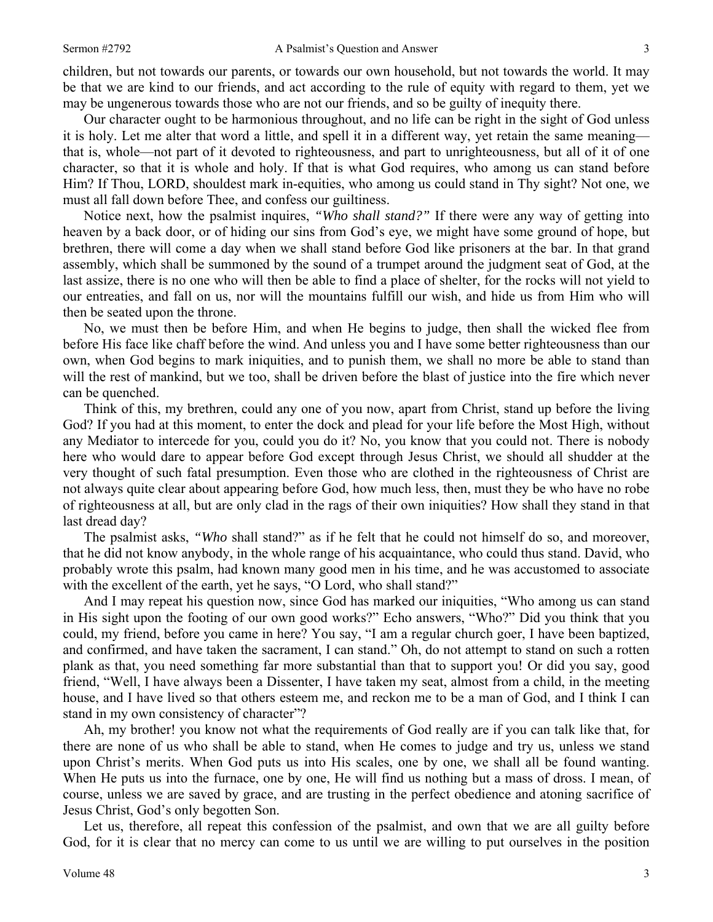children, but not towards our parents, or towards our own household, but not towards the world. It may be that we are kind to our friends, and act according to the rule of equity with regard to them, yet we may be ungenerous towards those who are not our friends, and so be guilty of inequity there.

Our character ought to be harmonious throughout, and no life can be right in the sight of God unless it is holy. Let me alter that word a little, and spell it in a different way, yet retain the same meaning—that is, whole—not part of it devoted to righteousness, and part to unrighteousness, but all of it of one character, so that it is whole and holy. If that is what God requires, who among us can stand before Him? If Thou, LORD, shouldest mark in-equities, who among us could stand in Thy sight? Not one, we must all fall down before Thee, and confess our guiltiness.

Notice next, how the psalmist inquires, *"Who shall stand?"* If there were any way of getting into heaven by a back door, or of hiding our sins from God's eye, we might have some ground of hope, but brethren, there will come a day when we shall stand before God like prisoners at the bar. In that grand assembly, which shall be summoned by the sound of a trumpet around the judgment seat of God, at the last assize, there is no one who will then be able to find a place of shelter, for the rocks will not yield to our entreaties, and fall on us, nor will the mountains fulfill our wish, and hide us from Him who will then be seated upon the throne.

No, we must then be before Him, and when He begins to judge, then shall the wicked flee from before His face like chaff before the wind. And unless you and I have some better righteousness than our own, when God begins to mark iniquities, and to punish them, we shall no more be able to stand than will the rest of mankind, but we too, shall be driven before the blast of justice into the fire which never can be quenched.

Think of this, my brethren, could any one of you now, apart from Christ, stand up before the living God? If you had at this moment, to enter the dock and plead for your life before the Most High, without any Mediator to intercede for you, could you do it? No, you know that you could not. There is nobody here who would dare to appear before God except through Jesus Christ, we should all shudder at the very thought of such fatal presumption. Even those who are clothed in the righteousness of Christ are not always quite clear about appearing before God, how much less, then, must they be who have no robe of righteousness at all, but are only clad in the rags of their own iniquities? How shall they stand in that last dread day?

The psalmist asks, *"Who* shall stand?" as if he felt that he could not himself do so, and moreover, that he did not know anybody, in the whole range of his acquaintance, who could thus stand. David, who probably wrote this psalm, had known many good men in his time, and he was accustomed to associate with the excellent of the earth, yet he says, "O Lord, who shall stand?"

And I may repeat his question now, since God has marked our iniquities, "Who among us can stand in His sight upon the footing of our own good works?" Echo answers, "Who?" Did you think that you could, my friend, before you came in here? You say, "I am a regular church goer, I have been baptized, and confirmed, and have taken the sacrament, I can stand." Oh, do not attempt to stand on such a rotten plank as that, you need something far more substantial than that to support you! Or did you say, good friend, "Well, I have always been a Dissenter, I have taken my seat, almost from a child, in the meeting house, and I have lived so that others esteem me, and reckon me to be a man of God, and I think I can stand in my own consistency of character"?

Ah, my brother! you know not what the requirements of God really are if you can talk like that, for there are none of us who shall be able to stand, when He comes to judge and try us, unless we stand upon Christ's merits. When God puts us into His scales, one by one, we shall all be found wanting. When He puts us into the furnace, one by one, He will find us nothing but a mass of dross. I mean, of course, unless we are saved by grace, and are trusting in the perfect obedience and atoning sacrifice of Jesus Christ, God's only begotten Son.

Let us, therefore, all repeat this confession of the psalmist, and own that we are all guilty before God, for it is clear that no mercy can come to us until we are willing to put ourselves in the position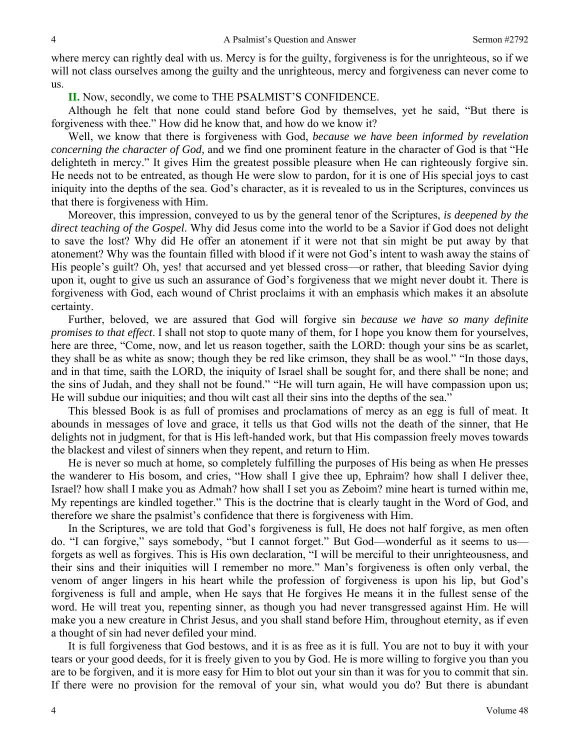where mercy can rightly deal with us. Mercy is for the guilty, forgiveness is for the unrighteous, so if we will not class ourselves among the guilty and the unrighteous, mercy and forgiveness can never come to us.

**II.** Now, secondly, we come to THE PSALMIST'S CONFIDENCE.

Although he felt that none could stand before God by themselves, yet he said, "But there is forgiveness with thee." How did he know that, and how do we know it?

Well, we know that there is forgiveness with God, *because we have been informed by revelation concerning the character of God,* and we find one prominent feature in the character of God is that "He delighteth in mercy." It gives Him the greatest possible pleasure when He can righteously forgive sin. He needs not to be entreated, as though He were slow to pardon, for it is one of His special joys to cast iniquity into the depths of the sea. God's character, as it is revealed to us in the Scriptures, convinces us that there is forgiveness with Him.

Moreover, this impression, conveyed to us by the general tenor of the Scriptures, *is deepened by the direct teaching of the Gospel*. Why did Jesus come into the world to be a Savior if God does not delight to save the lost? Why did He offer an atonement if it were not that sin might be put away by that atonement? Why was the fountain filled with blood if it were not God's intent to wash away the stains of His people's guilt? Oh, yes! that accursed and yet blessed cross—or rather, that bleeding Savior dying upon it, ought to give us such an assurance of God's forgiveness that we might never doubt it. There is forgiveness with God, each wound of Christ proclaims it with an emphasis which makes it an absolute certainty.

Further, beloved, we are assured that God will forgive sin *because we have so many definite promises to that effect*. I shall not stop to quote many of them, for I hope you know them for yourselves, here are three, "Come, now, and let us reason together, saith the LORD: though your sins be as scarlet, they shall be as white as snow; though they be red like crimson, they shall be as wool." "In those days, and in that time, saith the LORD, the iniquity of Israel shall be sought for, and there shall be none; and the sins of Judah, and they shall not be found." "He will turn again, He will have compassion upon us; He will subdue our iniquities; and thou wilt cast all their sins into the depths of the sea."

This blessed Book is as full of promises and proclamations of mercy as an egg is full of meat. It abounds in messages of love and grace, it tells us that God wills not the death of the sinner, that He delights not in judgment, for that is His left-handed work, but that His compassion freely moves towards the blackest and vilest of sinners when they repent, and return to Him.

He is never so much at home, so completely fulfilling the purposes of His being as when He presses the wanderer to His bosom, and cries, "How shall I give thee up, Ephraim? how shall I deliver thee, Israel? how shall I make you as Admah? how shall I set you as Zeboim? mine heart is turned within me, My repentings are kindled together." This is the doctrine that is clearly taught in the Word of God, and therefore we share the psalmist's confidence that there is forgiveness with Him.

In the Scriptures, we are told that God's forgiveness is full, He does not half forgive, as men often do. "I can forgive," says somebody, "but I cannot forget." But God—wonderful as it seems to us—forgets as well as forgives. This is His own declaration, "I will be merciful to their unrighteousness, and their sins and their iniquities will I remember no more." Man's forgiveness is often only verbal, the venom of anger lingers in his heart while the profession of forgiveness is upon his lip, but God's forgiveness is full and ample, when He says that He forgives He means it in the fullest sense of the word. He will treat you, repenting sinner, as though you had never transgressed against Him. He will make you a new creature in Christ Jesus, and you shall stand before Him, throughout eternity, as if even a thought of sin had never defiled your mind.

It is full forgiveness that God bestows, and it is as free as it is full. You are not to buy it with your tears or your good deeds, for it is freely given to you by God. He is more willing to forgive you than you are to be forgiven, and it is more easy for Him to blot out your sin than it was for you to commit that sin. If there were no provision for the removal of your sin, what would you do? But there is abundant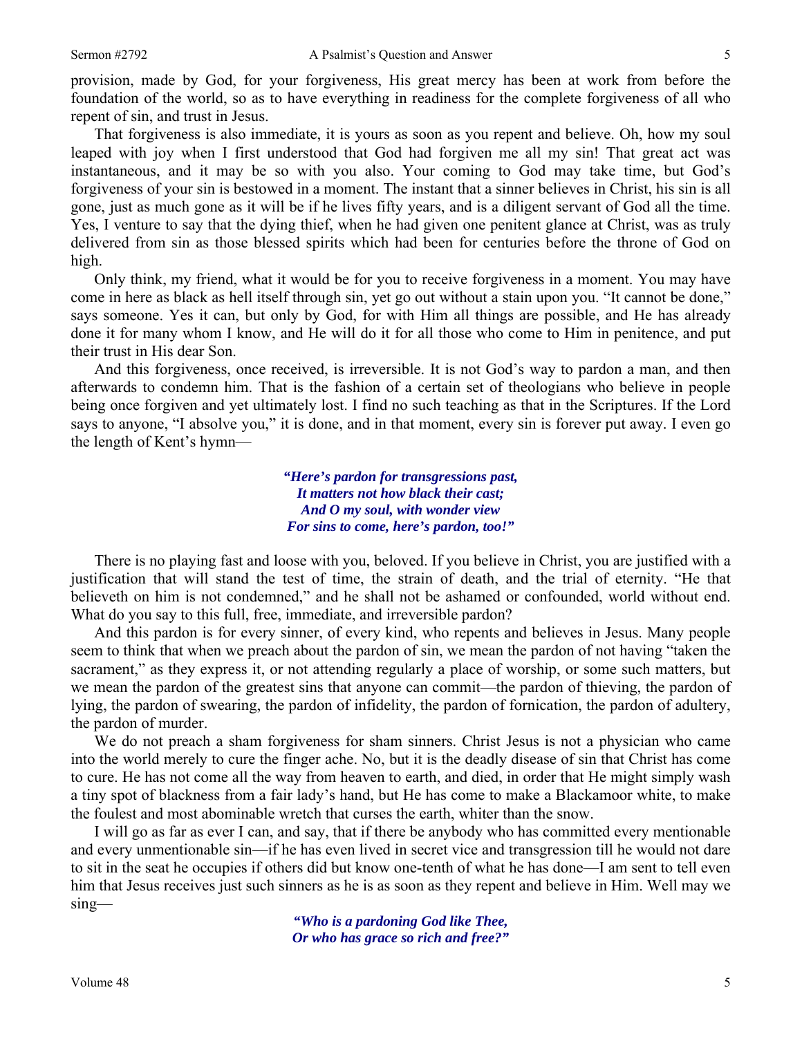provision, made by God, for your forgiveness, His great mercy has been at work from before the foundation of the world, so as to have everything in readiness for the complete forgiveness of all who repent of sin, and trust in Jesus.

That forgiveness is also immediate, it is yours as soon as you repent and believe. Oh, how my soul leaped with joy when I first understood that God had forgiven me all my sin! That great act was instantaneous, and it may be so with you also. Your coming to God may take time, but God's forgiveness of your sin is bestowed in a moment. The instant that a sinner believes in Christ, his sin is all gone, just as much gone as it will be if he lives fifty years, and is a diligent servant of God all the time. Yes, I venture to say that the dying thief, when he had given one penitent glance at Christ, was as truly delivered from sin as those blessed spirits which had been for centuries before the throne of God on high.

Only think, my friend, what it would be for you to receive forgiveness in a moment. You may have come in here as black as hell itself through sin, yet go out without a stain upon you. "It cannot be done," says someone. Yes it can, but only by God, for with Him all things are possible, and He has already done it for many whom I know, and He will do it for all those who come to Him in penitence, and put their trust in His dear Son.

And this forgiveness, once received, is irreversible. It is not God's way to pardon a man, and then afterwards to condemn him. That is the fashion of a certain set of theologians who believe in people being once forgiven and yet ultimately lost. I find no such teaching as that in the Scriptures. If the Lord says to anyone, "I absolve you," it is done, and in that moment, every sin is forever put away. I even go the length of Kent's hymn—

> ***"Here's pardon for transgressions past,***
> ***It matters not how black their cast;***
> ***And O my soul, with wonder view***
> ***For sins to come, here's pardon, too!"***

There is no playing fast and loose with you, beloved. If you believe in Christ, you are justified with a justification that will stand the test of time, the strain of death, and the trial of eternity. "He that believeth on him is not condemned," and he shall not be ashamed or confounded, world without end. What do you say to this full, free, immediate, and irreversible pardon?

And this pardon is for every sinner, of every kind, who repents and believes in Jesus. Many people seem to think that when we preach about the pardon of sin, we mean the pardon of not having "taken the sacrament," as they express it, or not attending regularly a place of worship, or some such matters, but we mean the pardon of the greatest sins that anyone can commit—the pardon of thieving, the pardon of lying, the pardon of swearing, the pardon of infidelity, the pardon of fornication, the pardon of adultery, the pardon of murder.

We do not preach a sham forgiveness for sham sinners. Christ Jesus is not a physician who came into the world merely to cure the finger ache. No, but it is the deadly disease of sin that Christ has come to cure. He has not come all the way from heaven to earth, and died, in order that He might simply wash a tiny spot of blackness from a fair lady's hand, but He has come to make a Blackamoor white, to make the foulest and most abominable wretch that curses the earth, whiter than the snow.

I will go as far as ever I can, and say, that if there be anybody who has committed every mentionable and every unmentionable sin—if he has even lived in secret vice and transgression till he would not dare to sit in the seat he occupies if others did but know one-tenth of what he has done—I am sent to tell even him that Jesus receives just such sinners as he is as soon as they repent and believe in Him. Well may we sing—

> ***"Who is a pardoning God like Thee,***
> ***Or who has grace so rich and free?"***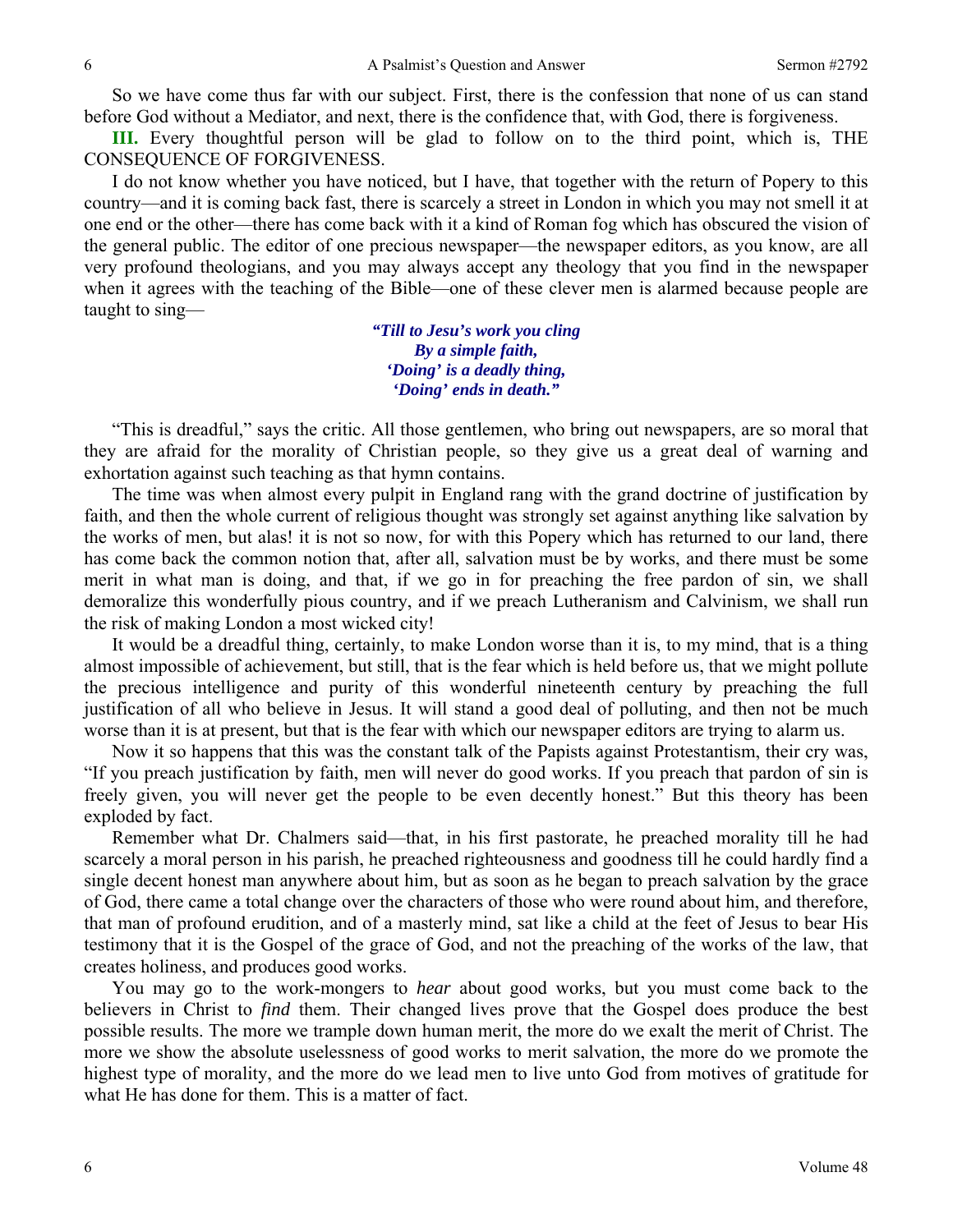So we have come thus far with our subject. First, there is the confession that none of us can stand before God without a Mediator, and next, there is the confidence that, with God, there is forgiveness.

**III.** Every thoughtful person will be glad to follow on to the third point, which is, THE CONSEQUENCE OF FORGIVENESS.

I do not know whether you have noticed, but I have, that together with the return of Popery to this country—and it is coming back fast, there is scarcely a street in London in which you may not smell it at one end or the other—there has come back with it a kind of Roman fog which has obscured the vision of the general public. The editor of one precious newspaper—the newspaper editors, as you know, are all very profound theologians, and you may always accept any theology that you find in the newspaper when it agrees with the teaching of the Bible—one of these clever men is alarmed because people are taught to sing—

> ***"Till to Jesus's work you cling***
> ***By a simple faith,***
> ***'Doing' is a deadly thing,***
> ***'Doing' ends in death."***

"This is dreadful," says the critic. All those gentlemen, who bring out newspapers, are so moral that they are afraid for the morality of Christian people, so they give us a great deal of warning and exhortation against such teaching as that hymn contains.

The time was when almost every pulpit in England rang with the grand doctrine of justification by faith, and then the whole current of religious thought was strongly set against anything like salvation by the works of men, but alas! it is not so now, for with this Popery which has returned to our land, there has come back the common notion that, after all, salvation must be by works, and there must be some merit in what man is doing, and that, if we go in for preaching the free pardon of sin, we shall demoralize this wonderfully pious country, and if we preach Lutheranism and Calvinism, we shall run the risk of making London a most wicked city!

It would be a dreadful thing, certainly, to make London worse than it is, to my mind, that is a thing almost impossible of achievement, but still, that is the fear which is held before us, that we might pollute the precious intelligence and purity of this wonderful nineteenth century by preaching the full justification of all who believe in Jesus. It will stand a good deal of polluting, and then not be much worse than it is at present, but that is the fear with which our newspaper editors are trying to alarm us.

Now it so happens that this was the constant talk of the Papists against Protestantism, their cry was, "If you preach justification by faith, men will never do good works. If you preach that pardon of sin is freely given, you will never get the people to be even decently honest." But this theory has been exploded by fact.

Remember what Dr. Chalmers said—that, in his first pastorate, he preached morality till he had scarcely a moral person in his parish, he preached righteousness and goodness till he could hardly find a single decent honest man anywhere about him, but as soon as he began to preach salvation by the grace of God, there came a total change over the characters of those who were round about him, and therefore, that man of profound erudition, and of a masterly mind, sat like a child at the feet of Jesus to bear His testimony that it is the Gospel of the grace of God, and not the preaching of the works of the law, that creates holiness, and produces good works.

You may go to the work-mongers to *hear* about good works, but you must come back to the believers in Christ to *find* them. Their changed lives prove that the Gospel does produce the best possible results. The more we trample down human merit, the more do we exalt the merit of Christ. The more we show the absolute uselessness of good works to merit salvation, the more do we promote the highest type of morality, and the more do we lead men to live unto God from motives of gratitude for what He has done for them. This is a matter of fact.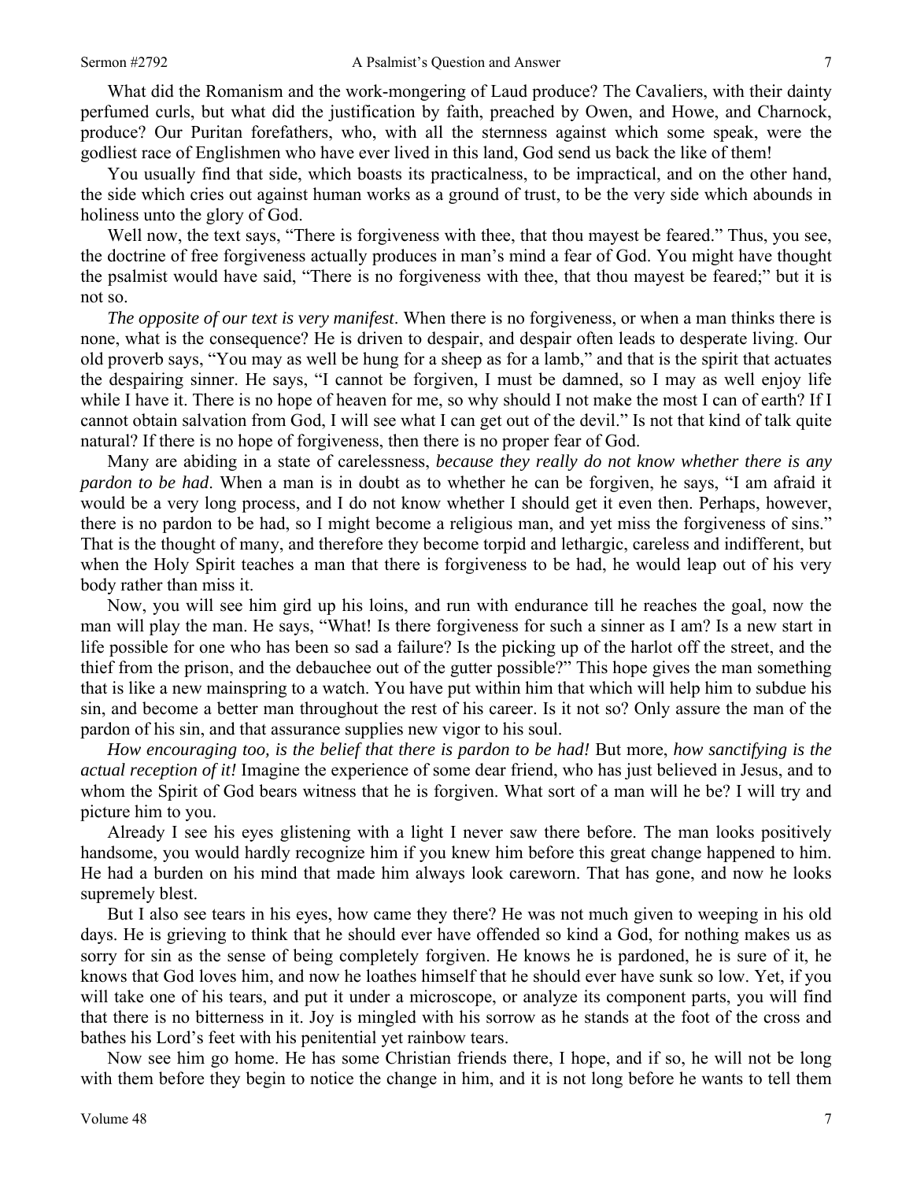What did the Romanism and the work-mongering of Laud produce? The Cavaliers, with their dainty perfumed curls, but what did the justification by faith, preached by Owen, and Howe, and Charnock, produce? Our Puritan forefathers, who, with all the sternness against which some speak, were the godliest race of Englishmen who have ever lived in this land, God send us back the like of them!

You usually find that side, which boasts its practicalness, to be impractical, and on the other hand, the side which cries out against human works as a ground of trust, to be the very side which abounds in holiness unto the glory of God.

Well now, the text says, "There is forgiveness with thee, that thou mayest be feared." Thus, you see, the doctrine of free forgiveness actually produces in man's mind a fear of God. You might have thought the psalmist would have said, "There is no forgiveness with thee, that thou mayest be feared;" but it is not so.

*The opposite of our text is very manifest*. When there is no forgiveness, or when a man thinks there is none, what is the consequence? He is driven to despair, and despair often leads to desperate living. Our old proverb says, "You may as well be hung for a sheep as for a lamb," and that is the spirit that actuates the despairing sinner. He says, "I cannot be forgiven, I must be damned, so I may as well enjoy life while I have it. There is no hope of heaven for me, so why should I not make the most I can of earth? If I cannot obtain salvation from God, I will see what I can get out of the devil." Is not that kind of talk quite natural? If there is no hope of forgiveness, then there is no proper fear of God.

Many are abiding in a state of carelessness, *because they really do not know whether there is any pardon to be had*. When a man is in doubt as to whether he can be forgiven, he says, "I am afraid it would be a very long process, and I do not know whether I should get it even then. Perhaps, however, there is no pardon to be had, so I might become a religious man, and yet miss the forgiveness of sins." That is the thought of many, and therefore they become torpid and lethargic, careless and indifferent, but when the Holy Spirit teaches a man that there is forgiveness to be had, he would leap out of his very body rather than miss it.

Now, you will see him gird up his loins, and run with endurance till he reaches the goal, now the man will play the man. He says, "What! Is there forgiveness for such a sinner as I am? Is a new start in life possible for one who has been so sad a failure? Is the picking up of the harlot off the street, and the thief from the prison, and the debauchee out of the gutter possible?" This hope gives the man something that is like a new mainspring to a watch. You have put within him that which will help him to subdue his sin, and become a better man throughout the rest of his career. Is it not so? Only assure the man of the pardon of his sin, and that assurance supplies new vigor to his soul.

*How encouraging too, is the belief that there is pardon to be had!* But more, *how sanctifying is the actual reception of it!* Imagine the experience of some dear friend, who has just believed in Jesus, and to whom the Spirit of God bears witness that he is forgiven. What sort of a man will he be? I will try and picture him to you.

Already I see his eyes glistening with a light I never saw there before. The man looks positively handsome, you would hardly recognize him if you knew him before this great change happened to him. He had a burden on his mind that made him always look careworn. That has gone, and now he looks supremely blest.

But I also see tears in his eyes, how came they there? He was not much given to weeping in his old days. He is grieving to think that he should ever have offended so kind a God, for nothing makes us as sorry for sin as the sense of being completely forgiven. He knows he is pardoned, he is sure of it, he knows that God loves him, and now he loathes himself that he should ever have sunk so low. Yet, if you will take one of his tears, and put it under a microscope, or analyze its component parts, you will find that there is no bitterness in it. Joy is mingled with his sorrow as he stands at the foot of the cross and bathes his Lord's feet with his penitential yet rainbow tears.

Now see him go home. He has some Christian friends there, I hope, and if so, he will not be long with them before they begin to notice the change in him, and it is not long before he wants to tell them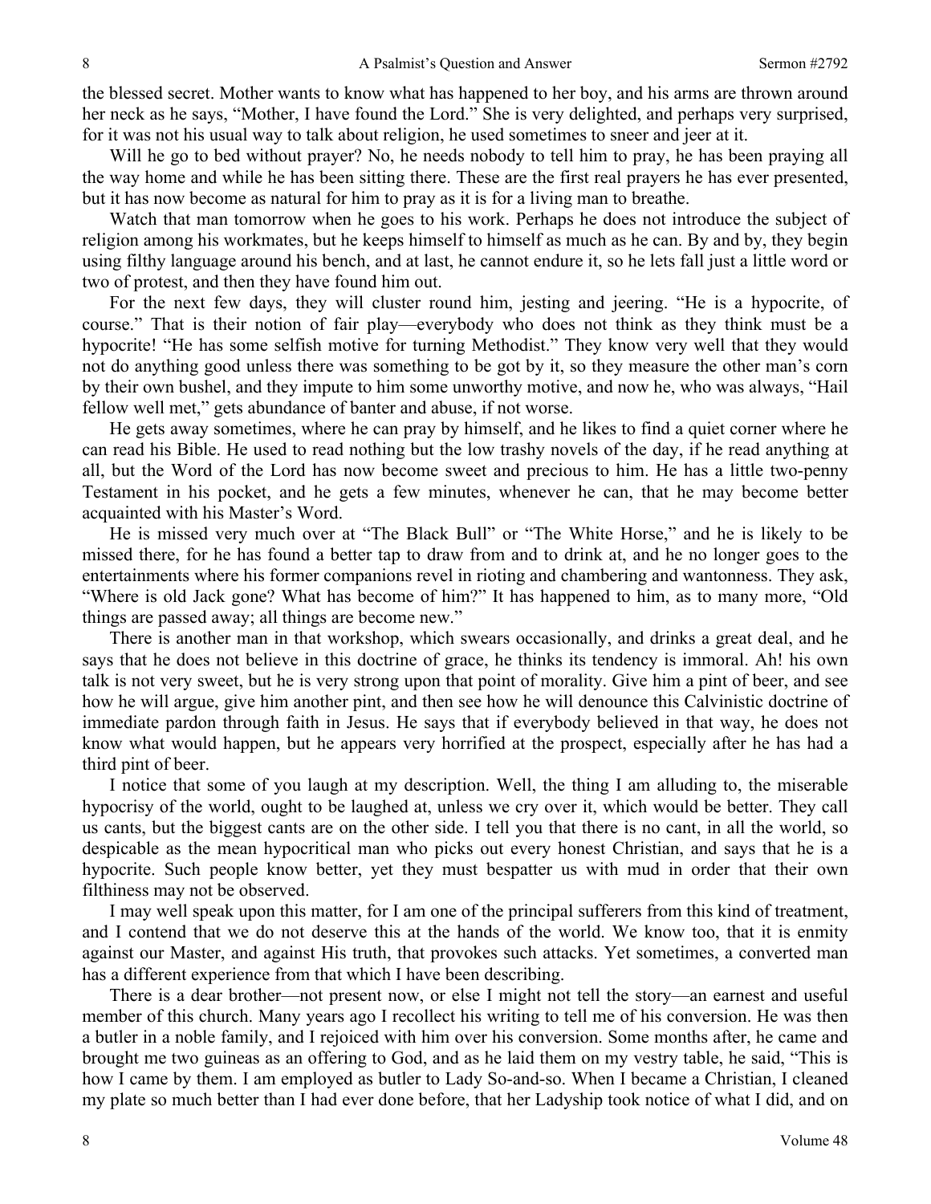the blessed secret. Mother wants to know what has happened to her boy, and his arms are thrown around her neck as he says, "Mother, I have found the Lord." She is very delighted, and perhaps very surprised, for it was not his usual way to talk about religion, he used sometimes to sneer and jeer at it.

Will he go to bed without prayer? No, he needs nobody to tell him to pray, he has been praying all the way home and while he has been sitting there. These are the first real prayers he has ever presented, but it has now become as natural for him to pray as it is for a living man to breathe.

Watch that man tomorrow when he goes to his work. Perhaps he does not introduce the subject of religion among his workmates, but he keeps himself to himself as much as he can. By and by, they begin using filthy language around his bench, and at last, he cannot endure it, so he lets fall just a little word or two of protest, and then they have found him out.

For the next few days, they will cluster round him, jesting and jeering. "He is a hypocrite, of course." That is their notion of fair play—everybody who does not think as they think must be a hypocrite! "He has some selfish motive for turning Methodist." They know very well that they would not do anything good unless there was something to be got by it, so they measure the other man's corn by their own bushel, and they impute to him some unworthy motive, and now he, who was always, "Hail fellow well met," gets abundance of banter and abuse, if not worse.

He gets away sometimes, where he can pray by himself, and he likes to find a quiet corner where he can read his Bible. He used to read nothing but the low trashy novels of the day, if he read anything at all, but the Word of the Lord has now become sweet and precious to him. He has a little two-penny Testament in his pocket, and he gets a few minutes, whenever he can, that he may become better acquainted with his Master's Word.

He is missed very much over at "The Black Bull" or "The White Horse," and he is likely to be missed there, for he has found a better tap to draw from and to drink at, and he no longer goes to the entertainments where his former companions revel in rioting and chambering and wantonness. They ask, "Where is old Jack gone? What has become of him?" It has happened to him, as to many more, "Old things are passed away; all things are become new."

There is another man in that workshop, which swears occasionally, and drinks a great deal, and he says that he does not believe in this doctrine of grace, he thinks its tendency is immoral. Ah! his own talk is not very sweet, but he is very strong upon that point of morality. Give him a pint of beer, and see how he will argue, give him another pint, and then see how he will denounce this Calvinistic doctrine of immediate pardon through faith in Jesus. He says that if everybody believed in that way, he does not know what would happen, but he appears very horrified at the prospect, especially after he has had a third pint of beer.

I notice that some of you laugh at my description. Well, the thing I am alluding to, the miserable hypocrisy of the world, ought to be laughed at, unless we cry over it, which would be better. They call us cants, but the biggest cants are on the other side. I tell you that there is no cant, in all the world, so despicable as the mean hypocritical man who picks out every honest Christian, and says that he is a hypocrite. Such people know better, yet they must bespatter us with mud in order that their own filthiness may not be observed.

I may well speak upon this matter, for I am one of the principal sufferers from this kind of treatment, and I contend that we do not deserve this at the hands of the world. We know too, that it is enmity against our Master, and against His truth, that provokes such attacks. Yet sometimes, a converted man has a different experience from that which I have been describing.

There is a dear brother—not present now, or else I might not tell the story—an earnest and useful member of this church. Many years ago I recollect his writing to tell me of his conversion. He was then a butler in a noble family, and I rejoiced with him over his conversion. Some months after, he came and brought me two guineas as an offering to God, and as he laid them on my vestry table, he said, "This is how I came by them. I am employed as butler to Lady So-and-so. When I became a Christian, I cleaned my plate so much better than I had ever done before, that her Ladyship took notice of what I did, and on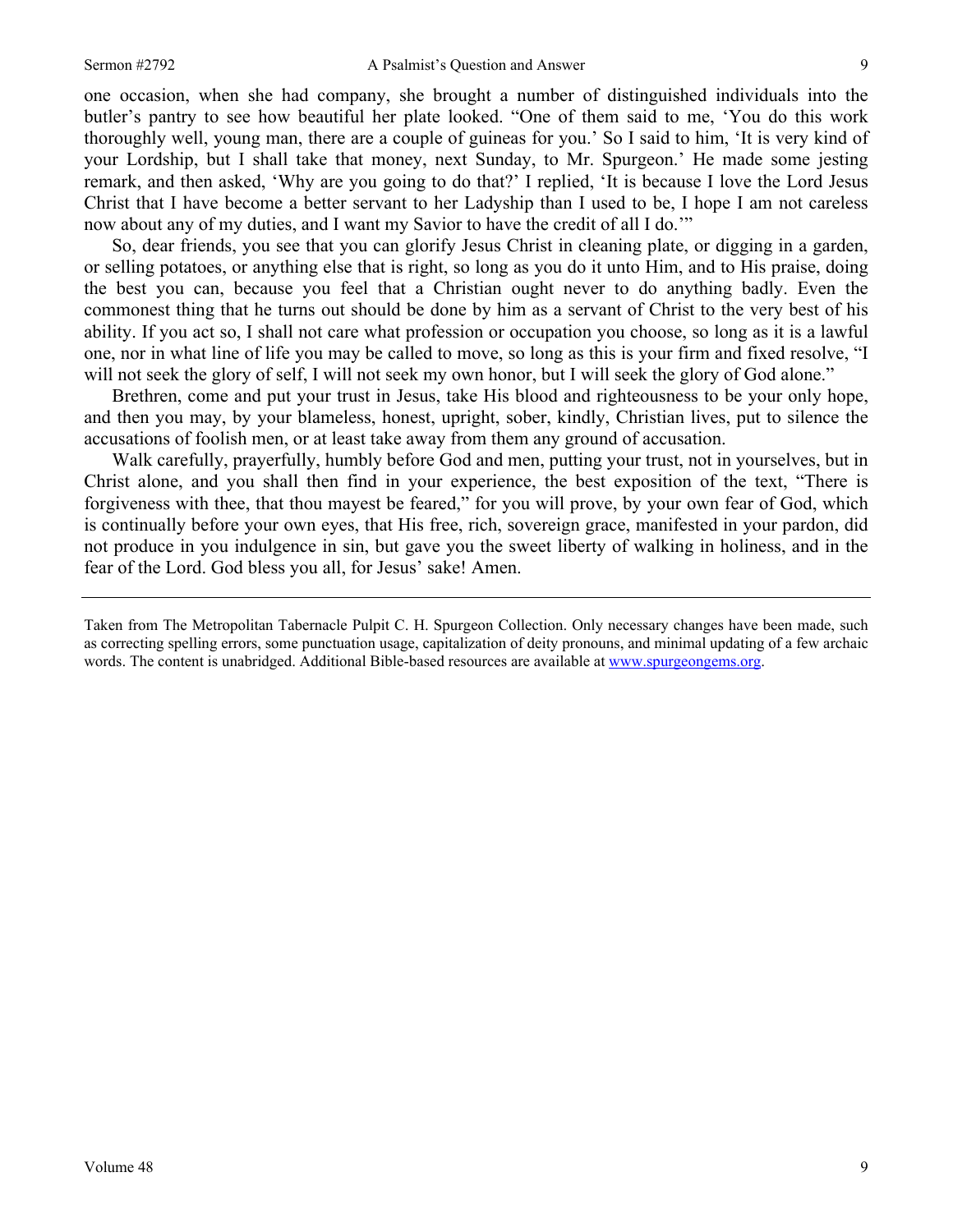one occasion, when she had company, she brought a number of distinguished individuals into the butler's pantry to see how beautiful her plate looked. "One of them said to me, 'You do this work thoroughly well, young man, there are a couple of guineas for you.' So I said to him, 'It is very kind of your Lordship, but I shall take that money, next Sunday, to Mr. Spurgeon.' He made some jesting remark, and then asked, 'Why are you going to do that?' I replied, 'It is because I love the Lord Jesus Christ that I have become a better servant to her Ladyship than I used to be, I hope I am not careless now about any of my duties, and I want my Savior to have the credit of all I do.'"

So, dear friends, you see that you can glorify Jesus Christ in cleaning plate, or digging in a garden, or selling potatoes, or anything else that is right, so long as you do it unto Him, and to His praise, doing the best you can, because you feel that a Christian ought never to do anything badly. Even the commonest thing that he turns out should be done by him as a servant of Christ to the very best of his ability. If you act so, I shall not care what profession or occupation you choose, so long as it is a lawful one, nor in what line of life you may be called to move, so long as this is your firm and fixed resolve, "I will not seek the glory of self, I will not seek my own honor, but I will seek the glory of God alone."

Brethren, come and put your trust in Jesus, take His blood and righteousness to be your only hope, and then you may, by your blameless, honest, upright, sober, kindly, Christian lives, put to silence the accusations of foolish men, or at least take away from them any ground of accusation.

Walk carefully, prayerfully, humbly before God and men, putting your trust, not in yourselves, but in Christ alone, and you shall then find in your experience, the best exposition of the text, "There is forgiveness with thee, that thou mayest be feared," for you will prove, by your own fear of God, which is continually before your own eyes, that His free, rich, sovereign grace, manifested in your pardon, did not produce in you indulgence in sin, but gave you the sweet liberty of walking in holiness, and in the fear of the Lord. God bless you all, for Jesus' sake! Amen.

---

Taken from The Metropolitan Tabernacle Pulpit C. H. Spurgeon Collection. Only necessary changes have been made, such as correcting spelling errors, some punctuation usage, capitalization of deity pronouns, and minimal updating of a few archaic words. The content is unabridged. Additional Bible-based resources are available at www.spurgeongems.org.